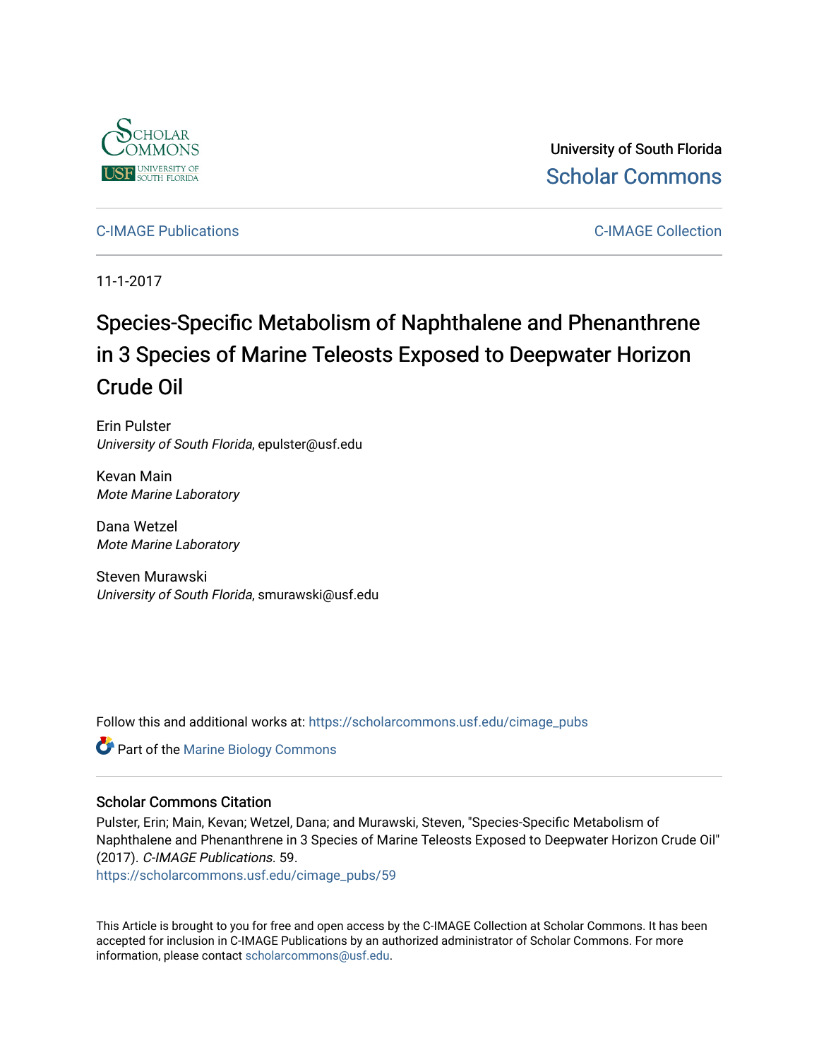University of South Florida
Scholar Commons

C-IMAGE Publications

C-IMAGE Collection

11-1-2017

# Species-Specific Metabolism of Naphthalene and Phenanthrene in 3 Species of Marine Teleosts Exposed to Deepwater Horizon Crude Oil

Erin Pulster
*University of South Florida*, epulster@usf.edu

Kevan Main
*Mote Marine Laboratory*

Dana Wetzel
*Mote Marine Laboratory*

Steven Murawski
*University of South Florida*, smurawski@usf.edu

Follow this and additional works at: https://scholarcommons.usf.edu/cimage_pubs

Part of the Marine Biology Commons

## Scholar Commons Citation

Pulster, Erin; Main, Kevan; Wetzel, Dana; and Murawski, Steven, "Species-Specific Metabolism of Naphthalene and Phenanthrene in 3 Species of Marine Teleosts Exposed to Deepwater Horizon Crude Oil" (2017). *C-IMAGE Publications*. 59.
https://scholarcommons.usf.edu/cimage_pubs/59

This Article is brought to you for free and open access by the C-IMAGE Collection at Scholar Commons. It has been accepted for inclusion in C-IMAGE Publications by an authorized administrator of Scholar Commons. For more information, please contact scholarcommons@usf.edu.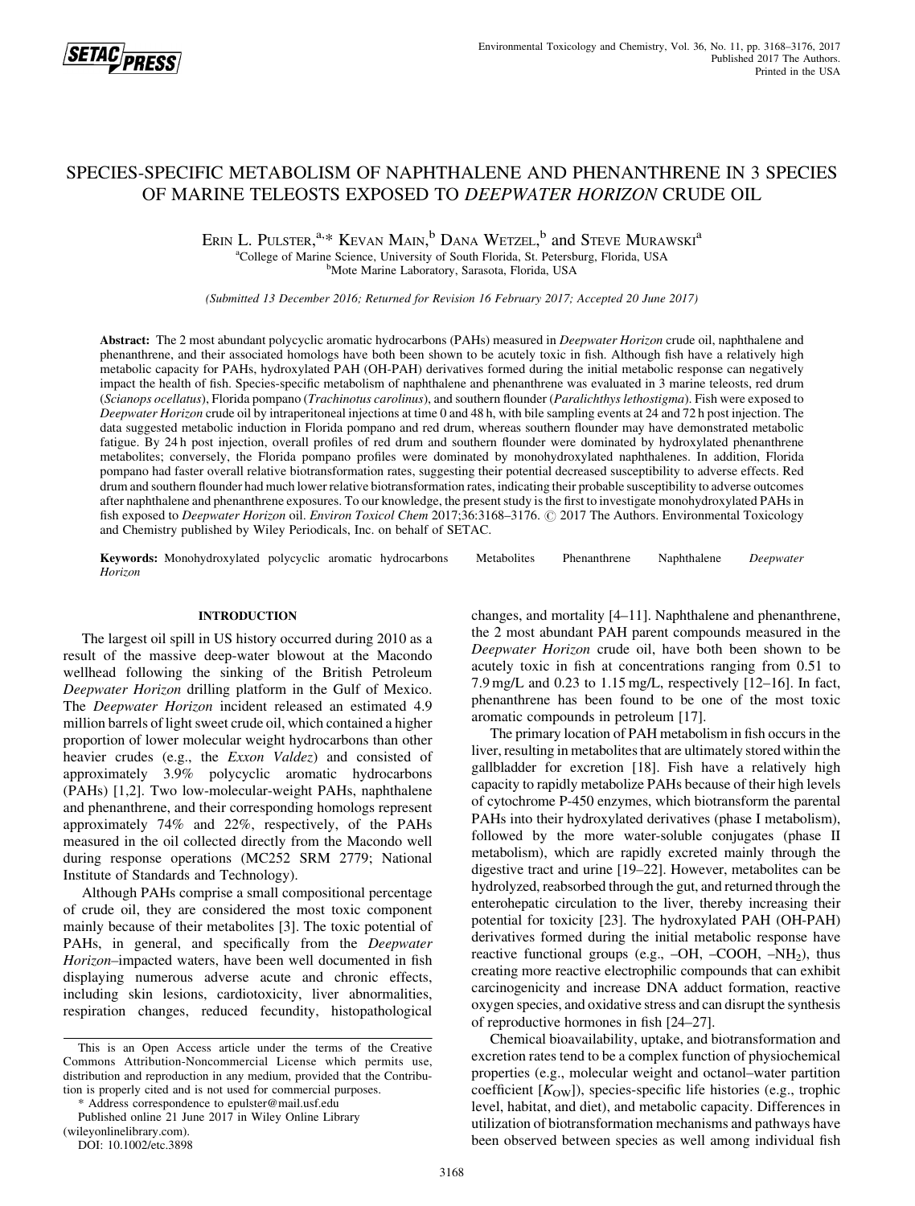# SPECIES-SPECIFIC METABOLISM OF NAPHTHALENE AND PHENANTHRENE IN 3 SPECIES OF MARINE TELEOSTS EXPOSED TO *DEEPWATER HORIZON* CRUDE OIL

Erin L. Pulster,[a,]* Kevan Main,[b] Dana Wetzel,[b] and Steve Murawski[a]

[a]College of Marine Science, University of South Florida, St. Petersburg, Florida, USA

[b]Mote Marine Laboratory, Sarasota, Florida, USA

*(Submitted 13 December 2016; Returned for Revision 16 February 2017; Accepted 20 June 2017)*

**Abstract:** The 2 most abundant polycyclic aromatic hydrocarbons (PAHs) measured in *Deepwater Horizon* crude oil, naphthalene and phenanthrene, and their associated homologs have both been shown to be acutely toxic in fish. Although fish have a relatively high metabolic capacity for PAHs, hydroxylated PAH (OH-PAH) derivatives formed during the initial metabolic response can negatively impact the health of fish. Species-specific metabolism of naphthalene and phenanthrene was evaluated in 3 marine teleosts, red drum (*Scianops ocellatus*), Florida pompano (*Trachinotus carolinus*), and southern flounder (*Paralichthys lethostigma*). Fish were exposed to *Deepwater Horizon* crude oil by intraperitoneal injections at time 0 and 48 h, with bile sampling events at 24 and 72 h post injection. The data suggested metabolic induction in Florida pompano and red drum, whereas southern flounder may have demonstrated metabolic fatigue. By 24 h post injection, overall profiles of red drum and southern flounder were dominated by hydroxylated phenanthrene metabolites; conversely, the Florida pompano profiles were dominated by monohydroxylated naphthalenes. In addition, Florida pompano had faster overall relative biotransformation rates, suggesting their potential decreased susceptibility to adverse effects. Red drum and southern flounder had much lower relative biotransformation rates, indicating their probable susceptibility to adverse outcomes after naphthalene and phenanthrene exposures. To our knowledge, the present study is the first to investigate monohydroxylated PAHs in fish exposed to *Deepwater Horizon* oil. *Environ Toxicol Chem* 2017;36:3168–3176. © 2017 The Authors. Environmental Toxicology and Chemistry published by Wiley Periodicals, Inc. on behalf of SETAC.

**Keywords:** Monohydroxylated polycyclic aromatic hydrocarbons   Metabolites   Phenanthrene   Naphthalene   *Deepwater Horizon*

## INTRODUCTION

The largest oil spill in US history occurred during 2010 as a result of the massive deep-water blowout at the Macondo wellhead following the sinking of the British Petroleum *Deepwater Horizon* drilling platform in the Gulf of Mexico. The *Deepwater Horizon* incident released an estimated 4.9 million barrels of light sweet crude oil, which contained a higher proportion of lower molecular weight hydrocarbons than other heavier crudes (e.g., the *Exxon Valdez*) and consisted of approximately 3.9% polycyclic aromatic hydrocarbons (PAHs) [1,2]. Two low-molecular-weight PAHs, naphthalene and phenanthrene, and their corresponding homologs represent approximately 74% and 22%, respectively, of the PAHs measured in the oil collected directly from the Macondo well during response operations (MC252 SRM 2779; National Institute of Standards and Technology).

Although PAHs comprise a small compositional percentage of crude oil, they are considered the most toxic component mainly because of their metabolites [3]. The toxic potential of PAHs, in general, and specifically from the *Deepwater Horizon*–impacted waters, have been well documented in fish displaying numerous adverse acute and chronic effects, including skin lesions, cardiotoxicity, liver abnormalities, respiration changes, reduced fecundity, histopathological changes, and mortality [4–11]. Naphthalene and phenanthrene, the 2 most abundant PAH parent compounds measured in the *Deepwater Horizon* crude oil, have both been shown to be acutely toxic in fish at concentrations ranging from 0.51 to 7.9 mg/L and 0.23 to 1.15 mg/L, respectively [12–16]. In fact, phenanthrene has been found to be one of the most toxic aromatic compounds in petroleum [17].

The primary location of PAH metabolism in fish occurs in the liver, resulting in metabolites that are ultimately stored within the gallbladder for excretion [18]. Fish have a relatively high capacity to rapidly metabolize PAHs because of their high levels of cytochrome P-450 enzymes, which biotransform the parental PAHs into their hydroxylated derivatives (phase I metabolism), followed by the more water-soluble conjugates (phase II metabolism), which are rapidly excreted mainly through the digestive tract and urine [19–22]. However, metabolites can be hydrolyzed, reabsorbed through the gut, and returned through the enterohepatic circulation to the liver, thereby increasing their potential for toxicity [23]. The hydroxylated PAH (OH-PAH) derivatives formed during the initial metabolic response have reactive functional groups (e.g., –OH, –COOH, $-NH_2$), thus creating more reactive electrophilic compounds that can exhibit carcinogenicity and increase DNA adduct formation, reactive oxygen species, and oxidative stress and can disrupt the synthesis of reproductive hormones in fish [24–27].

Chemical bioavailability, uptake, and biotransformation and excretion rates tend to be a complex function of physiochemical properties (e.g., molecular weight and octanol–water partition coefficient [$K_{OW}$]), species-specific life histories (e.g., trophic level, habitat, and diet), and metabolic capacity. Differences in utilization of biotransformation mechanisms and pathways have been observed between species as well among individual fish

This is an Open Access article under the terms of the Creative Commons Attribution-Noncommercial License which permits use, distribution and reproduction in any medium, provided that the Contribution is properly cited and is not used for commercial purposes.

\* Address correspondence to epulster@mail.usf.edu

Published online 21 June 2017 in Wiley Online Library (wileyonlinelibrary.com).

DOI: 10.1002/etc.3898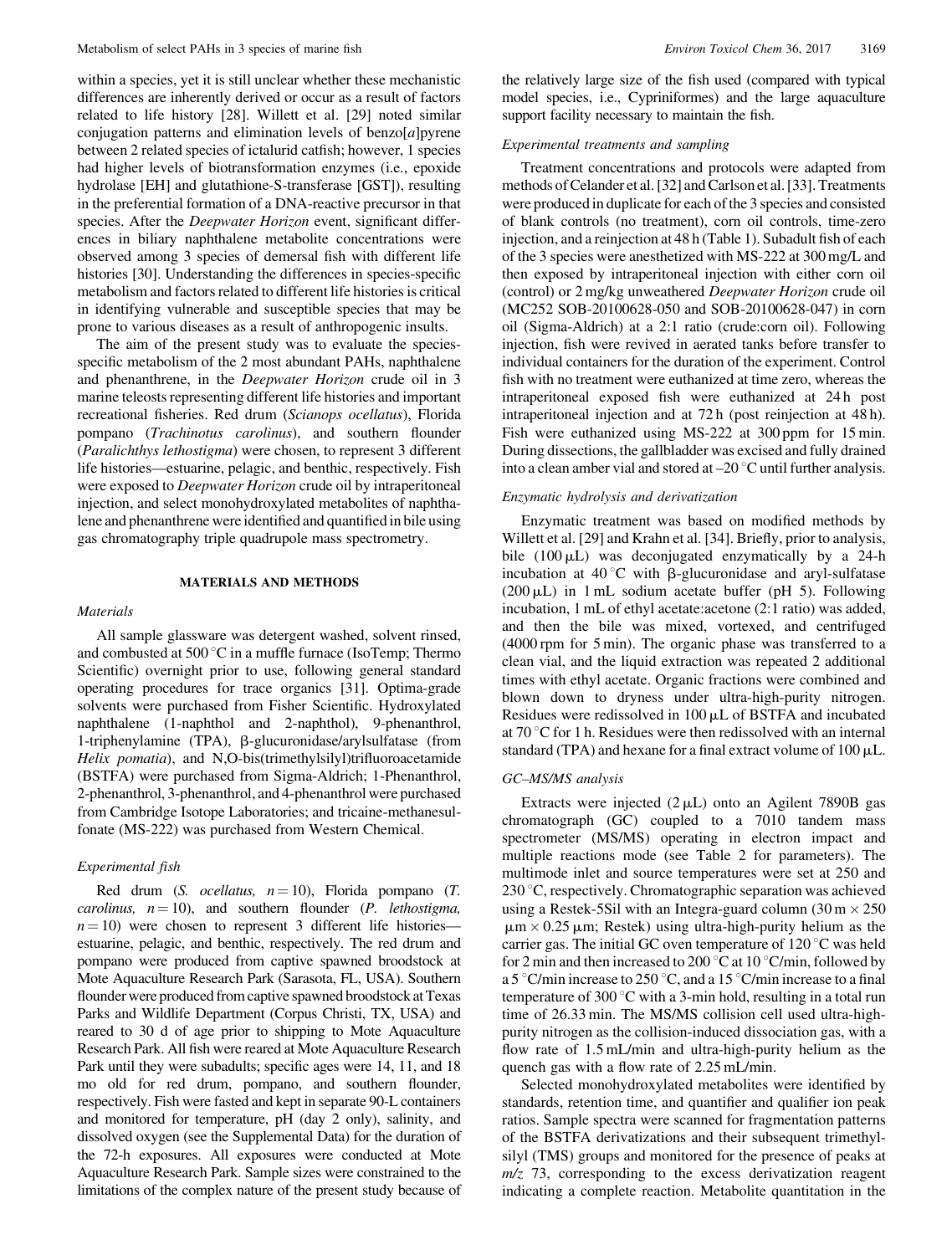within a species, yet it is still unclear whether these mechanistic differences are inherently derived or occur as a result of factors related to life history [28]. Willett et al. [29] noted similar conjugation patterns and elimination levels of benzo[*a*]pyrene between 2 related species of ictalurid catfish; however, 1 species had higher levels of biotransformation enzymes (i.e., epoxide hydrolase [EH] and glutathione-S-transferase [GST]), resulting in the preferential formation of a DNA-reactive precursor in that species. After the *Deepwater Horizon* event, significant differences in biliary naphthalene metabolite concentrations were observed among 3 species of demersal fish with different life histories [30]. Understanding the differences in species-specific metabolism and factors related to different life histories is critical in identifying vulnerable and susceptible species that may be prone to various diseases as a result of anthropogenic insults.

The aim of the present study was to evaluate the species-specific metabolism of the 2 most abundant PAHs, naphthalene and phenanthrene, in the *Deepwater Horizon* crude oil in 3 marine teleosts representing different life histories and important recreational fisheries. Red drum (*Scianops ocellatus*), Florida pompano (*Trachinotus carolinus*), and southern flounder (*Paralichthys lethostigma*) were chosen, to represent 3 different life histories—estuarine, pelagic, and benthic, respectively. Fish were exposed to *Deepwater Horizon* crude oil by intraperitoneal injection, and select monohydroxylated metabolites of naphthalene and phenanthrene were identified and quantified in bile using gas chromatography triple quadrupole mass spectrometry.

## MATERIALS AND METHODS

### *Materials*

All sample glassware was detergent washed, solvent rinsed, and combusted at 500 °C in a muffle furnace (IsoTemp; Thermo Scientific) overnight prior to use, following general standard operating procedures for trace organics [31]. Optima-grade solvents were purchased from Fisher Scientific. Hydroxylated naphthalene (1-naphthol and 2-naphthol), 9-phenanthrol, 1-triphenylamine (TPA), β-glucuronidase/arylsulfatase (from *Helix pomatia*), and N,O-bis(trimethylsilyl)trifluoroacetamide (BSTFA) were purchased from Sigma-Aldrich; 1-Phenanthrol, 2-phenanthrol, 3-phenanthrol, and 4-phenanthrol were purchased from Cambridge Isotope Laboratories; and tricaine-methanesulfonate (MS-222) was purchased from Western Chemical.

### *Experimental fish*

Red drum (*S. ocellatus*, $n = 10$), Florida pompano (*T. carolinus*, $n = 10$), and southern flounder (*P. lethostigma*, $n = 10$) were chosen to represent 3 different life histories—estuarine, pelagic, and benthic, respectively. The red drum and pompano were produced from captive spawned broodstock at Mote Aquaculture Research Park (Sarasota, FL, USA). Southern flounder were produced from captive spawned broodstock at Texas Parks and Wildlife Department (Corpus Christi, TX, USA) and reared to 30 d of age prior to shipping to Mote Aquaculture Research Park. All fish were reared at Mote Aquaculture Research Park until they were subadults; specific ages were 14, 11, and 18 mo old for red drum, pompano, and southern flounder, respectively. Fish were fasted and kept in separate 90-L containers and monitored for temperature, pH (day 2 only), salinity, and dissolved oxygen (see the Supplemental Data) for the duration of the 72-h exposures. All exposures were conducted at Mote Aquaculture Research Park. Sample sizes were constrained to the limitations of the complex nature of the present study because of the relatively large size of the fish used (compared with typical model species, i.e., Cypriniformes) and the large aquaculture support facility necessary to maintain the fish.

### *Experimental treatments and sampling*

Treatment concentrations and protocols were adapted from methods of Celander et al. [32] and Carlson et al. [33]. Treatments were produced in duplicate for each of the 3 species and consisted of blank controls (no treatment), corn oil controls, time-zero injection, and a reinjection at 48 h (Table 1). Subadult fish of each of the 3 species were anesthetized with MS-222 at 300 mg/L and then exposed by intraperitoneal injection with either corn oil (control) or 2 mg/kg unweathered *Deepwater Horizon* crude oil (MC252 SOB-20100628-050 and SOB-20100628-047) in corn oil (Sigma-Aldrich) at a 2:1 ratio (crude:corn oil). Following injection, fish were revived in aerated tanks before transfer to individual containers for the duration of the experiment. Control fish with no treatment were euthanized at time zero, whereas the intraperitoneal exposed fish were euthanized at 24 h post intraperitoneal injection and at 72 h (post reinjection at 48 h). Fish were euthanized using MS-222 at 300 ppm for 15 min. During dissections, the gallbladder was excised and fully drained into a clean amber vial and stored at –20 °C until further analysis.

### *Enzymatic hydrolysis and derivatization*

Enzymatic treatment was based on modified methods by Willett et al. [29] and Krahn et al. [34]. Briefly, prior to analysis, bile (100 μL) was deconjugated enzymatically by a 24-h incubation at 40 °C with β-glucuronidase and aryl-sulfatase (200 μL) in 1 mL sodium acetate buffer (pH 5). Following incubation, 1 mL of ethyl acetate:acetone (2:1 ratio) was added, and then the bile was mixed, vortexed, and centrifuged (4000 rpm for 5 min). The organic phase was transferred to a clean vial, and the liquid extraction was repeated 2 additional times with ethyl acetate. Organic fractions were combined and blown down to dryness under ultra-high-purity nitrogen. Residues were redissolved in 100 μL of BSTFA and incubated at 70 °C for 1 h. Residues were then redissolved with an internal standard (TPA) and hexane for a final extract volume of 100 μL.

### *GC–MS/MS analysis*

Extracts were injected (2 μL) onto an Agilent 7890B gas chromatograph (GC) coupled to a 7010 tandem mass spectrometer (MS/MS) operating in electron impact and multiple reactions mode (see Table 2 for parameters). The multimode inlet and source temperatures were set at 250 and 230 °C, respectively. Chromatographic separation was achieved using a Restek-5Sil with an Integra-guard column (30 m × 250 μm × 0.25 μm; Restek) using ultra-high-purity helium as the carrier gas. The initial GC oven temperature of 120 °C was held for 2 min and then increased to 200 °C at 10 °C/min, followed by a 5 °C/min increase to 250 °C, and a 15 °C/min increase to a final temperature of 300 °C with a 3-min hold, resulting in a total run time of 26.33 min. The MS/MS collision cell used ultra-high-purity nitrogen as the collision-induced dissociation gas, with a flow rate of 1.5 mL/min and ultra-high-purity helium as the quench gas with a flow rate of 2.25 mL/min.

Selected monohydroxylated metabolites were identified by standards, retention time, and quantifier and qualifier ion peak ratios. Sample spectra were scanned for fragmentation patterns of the BSTFA derivatizations and their subsequent trimethylsilyl (TMS) groups and monitored for the presence of peaks at *m/z* 73, corresponding to the excess derivatization reagent indicating a complete reaction. Metabolite quantitation in the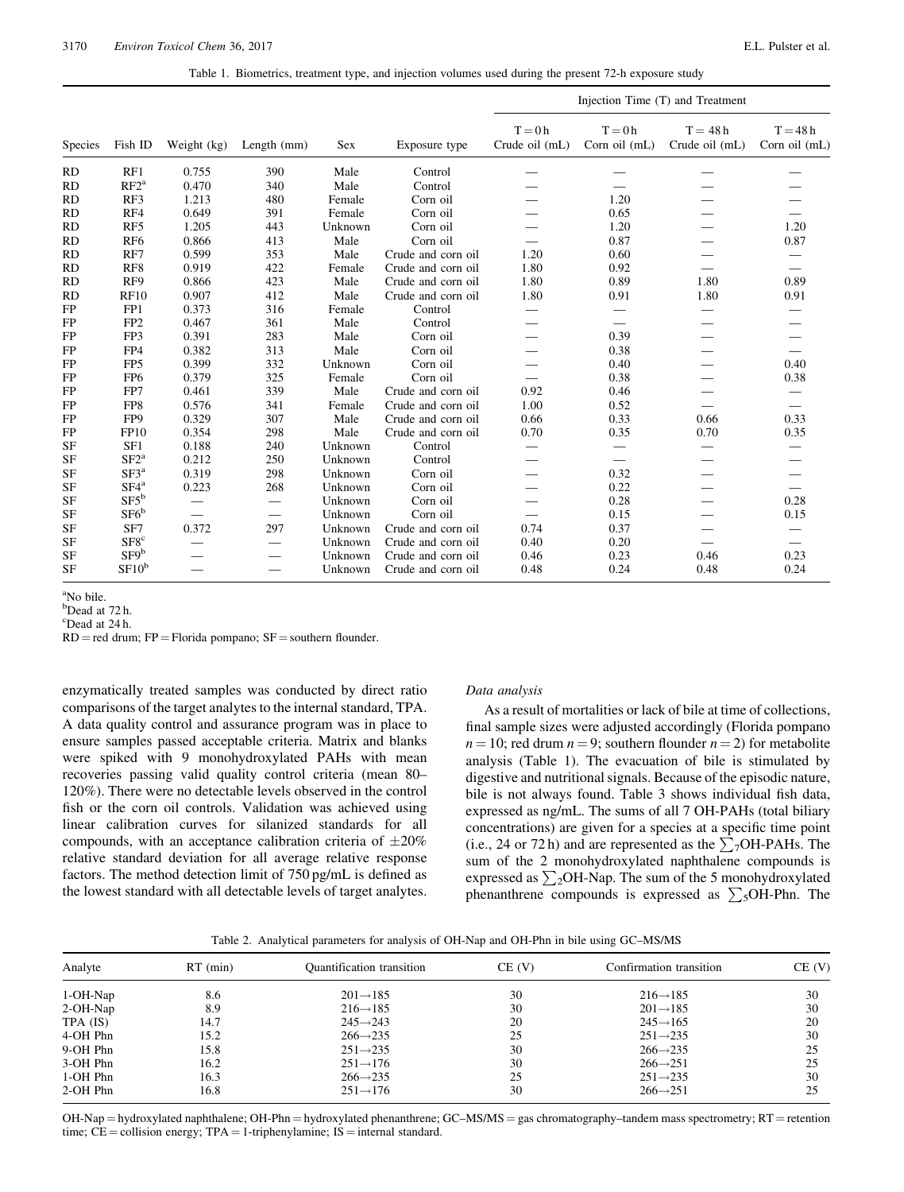Table 1. Biometrics, treatment type, and injection volumes used during the present 72-h exposure study

| Species | Fish ID | Weight (kg) | Length (mm) | Sex | Exposure type | Injection Time (T) and Treatment | | | |
|---|---|---|---|---|---|---|---|---|---|
| | | | | | | T = 0 h Crude oil (mL) | T = 0 h Corn oil (mL) | T = 48 h Crude oil (mL) | T = 48 h Corn oil (mL) |
| RD | RF1 | 0.755 | 390 | Male | Control | — | — | — | — |
| RD | RF2[a] | 0.470 | 340 | Male | Control | — | — | — | — |
| RD | RF3 | 1.213 | 480 | Female | Corn oil | — | 1.20 | — | — |
| RD | RF4 | 0.649 | 391 | Female | Corn oil | — | 0.65 | — | — |
| RD | RF5 | 1.205 | 443 | Unknown | Corn oil | — | 1.20 | — | 1.20 |
| RD | RF6 | 0.866 | 413 | Male | Corn oil | — | 0.87 | — | 0.87 |
| RD | RF7 | 0.599 | 353 | Male | Crude and corn oil | 1.20 | 0.60 | — | — |
| RD | RF8 | 0.919 | 422 | Female | Crude and corn oil | 1.80 | 0.92 | — | — |
| RD | RF9 | 0.866 | 423 | Male | Crude and corn oil | 1.80 | 0.89 | 1.80 | 0.89 |
| RD | RF10 | 0.907 | 412 | Male | Crude and corn oil | 1.80 | 0.91 | 1.80 | 0.91 |
| FP | FP1 | 0.373 | 316 | Female | Control | — | — | — | — |
| FP | FP2 | 0.467 | 361 | Male | Control | — | — | — | — |
| FP | FP3 | 0.391 | 283 | Male | Corn oil | — | 0.39 | — | — |
| FP | FP4 | 0.382 | 313 | Male | Corn oil | — | 0.38 | — | — |
| FP | FP5 | 0.399 | 332 | Unknown | Corn oil | — | 0.40 | — | 0.40 |
| FP | FP6 | 0.379 | 325 | Female | Corn oil | — | 0.38 | — | 0.38 |
| FP | FP7 | 0.461 | 339 | Male | Crude and corn oil | 0.92 | 0.46 | — | — |
| FP | FP8 | 0.576 | 341 | Female | Crude and corn oil | 1.00 | 0.52 | — | — |
| FP | FP9 | 0.329 | 307 | Male | Crude and corn oil | 0.66 | 0.33 | 0.66 | 0.33 |
| FP | FP10 | 0.354 | 298 | Male | Crude and corn oil | 0.70 | 0.35 | 0.70 | 0.35 |
| SF | SF1 | 0.188 | 240 | Unknown | Control | — | — | — | — |
| SF | SF2[a] | 0.212 | 250 | Unknown | Control | — | — | — | — |
| SF | SF3[a] | 0.319 | 298 | Unknown | Corn oil | — | 0.32 | — | — |
| SF | SF4[a] | 0.223 | 268 | Unknown | Corn oil | — | 0.22 | — | — |
| SF | SF5[b] | — | — | Unknown | Corn oil | — | 0.28 | — | 0.28 |
| SF | SF6[b] | — | — | Unknown | Corn oil | — | 0.15 | — | 0.15 |
| SF | SF7 | 0.372 | 297 | Unknown | Crude and corn oil | 0.74 | 0.37 | — | — |
| SF | SF8[c] | — | — | Unknown | Crude and corn oil | 0.40 | 0.20 | — | — |
| SF | SF9[b] | — | — | Unknown | Crude and corn oil | 0.46 | 0.23 | 0.46 | 0.23 |
| SF | SF10[b] | — | — | Unknown | Crude and corn oil | 0.48 | 0.24 | 0.48 | 0.24 |

[a]No bile.
[b]Dead at 72 h.
[c]Dead at 24 h.
RD = red drum; FP = Florida pompano; SF = southern flounder.

enzymatically treated samples was conducted by direct ratio comparisons of the target analytes to the internal standard, TPA. A data quality control and assurance program was in place to ensure samples passed acceptable criteria. Matrix and blanks were spiked with 9 monohydroxylated PAHs with mean recoveries passing valid quality control criteria (mean 80–120%). There were no detectable levels observed in the control fish or the corn oil controls. Validation was achieved using linear calibration curves for silanized standards for all compounds, with an acceptance calibration criteria of $\pm 20\%$ relative standard deviation for all average relative response factors. The method detection limit of 750 pg/mL is defined as the lowest standard with all detectable levels of target analytes.

*Data analysis*

As a result of mortalities or lack of bile at time of collections, final sample sizes were adjusted accordingly (Florida pompano $n = 10$; red drum $n = 9$; southern flounder $n = 2$) for metabolite analysis (Table 1). The evacuation of bile is stimulated by digestive and nutritional signals. Because of the episodic nature, bile is not always found. Table 3 shows individual fish data, expressed as ng/mL. The sums of all 7 OH-PAHs (total biliary concentrations) are given for a species at a specific time point (i.e., 24 or 72 h) and are represented as the $\sum_7$OH-PAHs. The sum of the 2 monohydroxylated naphthalene compounds is expressed as $\sum_2$OH-Nap. The sum of the 5 monohydroxylated phenanthrene compounds is expressed as $\sum_5$OH-Phn. The

Table 2. Analytical parameters for analysis of OH-Nap and OH-Phn in bile using GC–MS/MS

| Analyte | RT (min) | Quantification transition | CE (V) | Confirmation transition | CE (V) |
|---|---|---|---|---|---|
| 1-OH-Nap | 8.6 | 201→185 | 30 | 216→185 | 30 |
| 2-OH-Nap | 8.9 | 216→185 | 30 | 201→185 | 30 |
| TPA (IS) | 14.7 | 245→243 | 20 | 245→165 | 20 |
| 4-OH Phn | 15.2 | 266→235 | 25 | 251→235 | 30 |
| 9-OH Phn | 15.8 | 251→235 | 30 | 266→235 | 25 |
| 3-OH Phn | 16.2 | 251→176 | 30 | 266→251 | 25 |
| 1-OH Phn | 16.3 | 266→235 | 25 | 251→235 | 30 |
| 2-OH Phn | 16.8 | 251→176 | 30 | 266→251 | 25 |

OH-Nap = hydroxylated naphthalene; OH-Phn = hydroxylated phenanthrene; GC–MS/MS = gas chromatography–tandem mass spectrometry; RT = retention time; CE = collision energy; TPA = 1-triphenylamine; IS = internal standard.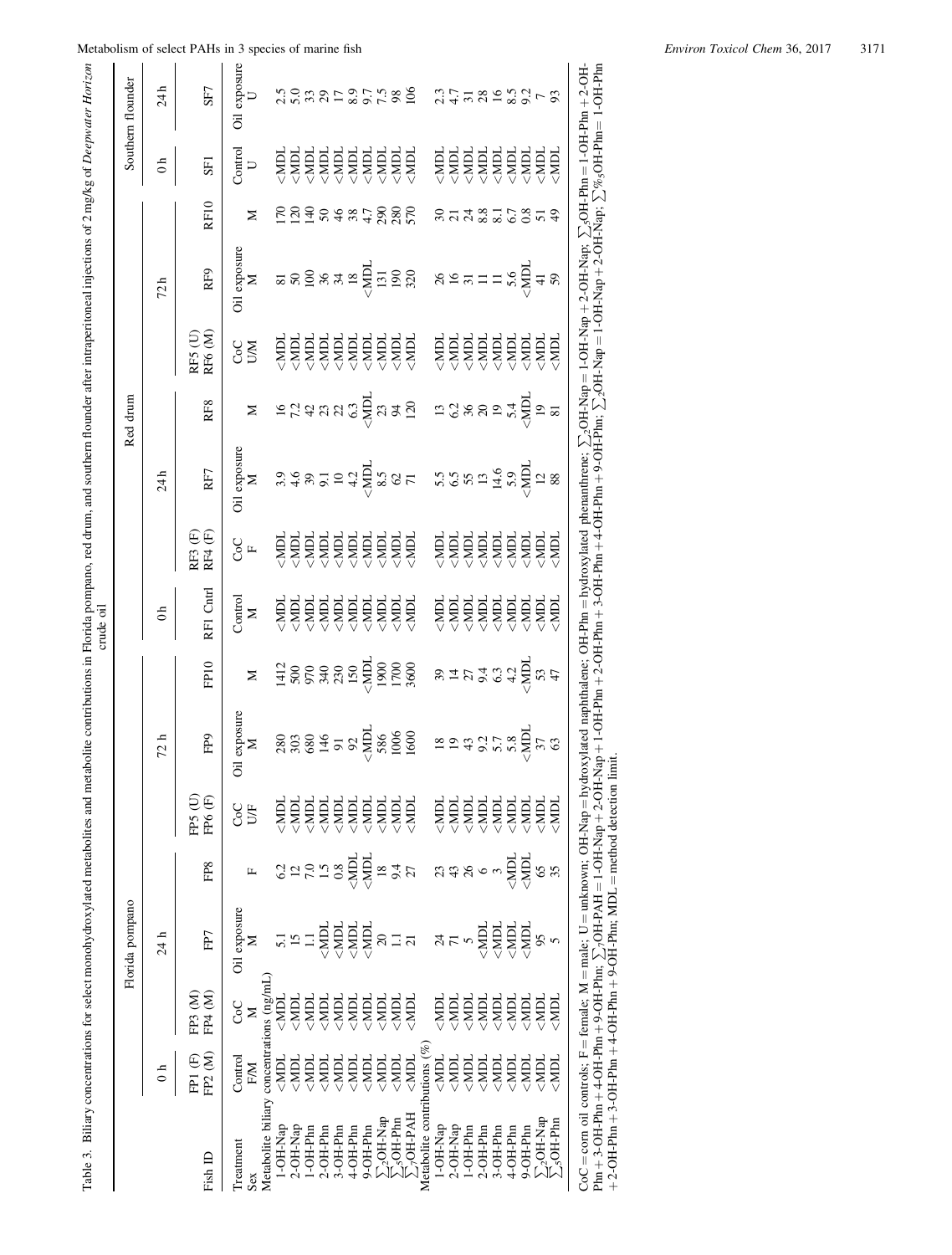Table 3. Biliary concentrations for select monohydroxylated metabolites and metabolite contributions in Florida pompano, red drum, and southern flounder after intraperitoneal injections of 2 mg/kg of *Deepwater Horizon* crude oil

| | Florida pompano | | | | | | | Red drum | | | | | | | Southern flounder | |
|---|---|---|---|---|---|---|---|---|---|---|---|---|---|---|---|---|
| | 0 h | 24 h | | | 72 h | | | 0 h | 24 h | | | 72 h | | | 0 h | 24 h |
| Fish ID | FP1 (F) FP2 (M) | FP3 (M) FP4 (M) | FP7 | FP8 | FP5 (U) FP6 (F) | FP9 | FP10 | RF1 Cntrl | RF3 (F) RF4 (F) | RF7 | RF8 | RF5 (U) RF6 (M) | RF9 | RF10 | SF1 | SF7 |
| Treatment | Control | CoC | Oil exposure | | CoC | Oil exposure | | Control | CoC | Oil exposure | | CoC | Oil exposure | | Control | Oil exposure |
| Sex | F/M | M | M | F | U/F | M | M | M | F | M | M | U/M | M | M | U | U |
| Metabolite biliary concentrations (ng/mL) | | | | | | | | | | | | | | | | |
| 1-OH-Nap | <MDL | <MDL | 5.1 | 6.2 | <MDL | 280 | 1412 | <MDL | <MDL | 3.9 | 16 | <MDL | 81 | 170 | <MDL | 2.5 |
| 2-OH-Nap | <MDL | <MDL | 15 | 12 | <MDL | 303 | 500 | <MDL | <MDL | 4.6 | 7.2 | <MDL | 50 | 120 | <MDL | 5.0 |
| 1-OH-Phn | <MDL | <MDL | 1.1 | 7.0 | <MDL | 680 | 970 | <MDL | <MDL | 39 | 42 | <MDL | 100 | 140 | <MDL | 33 |
| 2-OH-Phn | <MDL | <MDL | <MDL | 1.5 | <MDL | 146 | 340 | <MDL | <MDL | 9.1 | 23 | <MDL | 36 | 50 | <MDL | 29 |
| 3-OH-Phn | <MDL | <MDL | <MDL | 0.8 | <MDL | 91 | 230 | <MDL | <MDL | 10 | 22 | <MDL | 34 | 46 | <MDL | 17 |
| 4-OH-Phn | <MDL | <MDL | <MDL | <MDL | <MDL | 92 | 150 | <MDL | <MDL | 4.2 | 6.3 | <MDL | 18 | 38 | <MDL | 8.9 |
| 9-OH-Phn | <MDL | <MDL | <MDL | <MDL | <MDL | <MDL | <MDL | <MDL | <MDL | <MDL | <MDL | <MDL | <MDL | 4.7 | <MDL | 9.7 |
| $\sum_2$OH-Nap | <MDL | <MDL | 20 | 18 | <MDL | 586 | 1900 | <MDL | <MDL | 8.5 | 23 | <MDL | 131 | 290 | <MDL | 7.5 |
| $\sum_5$OH-Phn | <MDL | <MDL | 1.1 | 9.4 | <MDL | 1006 | 1700 | <MDL | <MDL | 62 | 94 | <MDL | 190 | 280 | <MDL | 98 |
| $\sum_7$OH-PAH | <MDL | <MDL | 21 | 27 | <MDL | 1600 | 3600 | <MDL | <MDL | 71 | 120 | <MDL | 320 | 570 | <MDL | 106 |
| Metabolite contributions (%) | | | | | | | | | | | | | | | | |
| 1-OH-Nap | <MDL | <MDL | 24 | 23 | <MDL | 18 | 39 | <MDL | <MDL | 5.5 | 13 | <MDL | 26 | 30 | <MDL | 2.3 |
| 2-OH-Nap | <MDL | <MDL | 71 | 43 | <MDL | 19 | 14 | <MDL | <MDL | 6.5 | 6.2 | <MDL | 16 | 21 | <MDL | 4.7 |
| 1-OH-Phn | <MDL | <MDL | 5 | 26 | <MDL | 43 | 27 | <MDL | <MDL | 55 | 36 | <MDL | 31 | 24 | <MDL | 31 |
| 2-OH-Phn | <MDL | <MDL | <MDL | 6 | <MDL | 9.2 | 9.4 | <MDL | <MDL | 13 | 20 | <MDL | 11 | 8.8 | <MDL | 28 |
| 3-OH-Phn | <MDL | <MDL | <MDL | 3 | <MDL | 5.7 | 6.3 | <MDL | <MDL | 14.6 | 19 | <MDL | 11 | 8.1 | <MDL | 16 |
| 4-OH-Phn | <MDL | <MDL | <MDL | <MDL | <MDL | 5.8 | 4.2 | <MDL | <MDL | 5.9 | 5.4 | <MDL | 5.6 | 6.7 | <MDL | 8.5 |
| 9-OH-Phn | <MDL | <MDL | <MDL | <MDL | <MDL | <MDL | <MDL | <MDL | <MDL | <MDL | <MDL | <MDL | <MDL | 0.8 | <MDL | 9.2 |
| $\sum_2$OH-Nap | <MDL | <MDL | 95 | 65 | <MDL | 37 | 53 | <MDL | <MDL | 12 | 19 | <MDL | 41 | 51 | <MDL | 7 |
| $\sum_5$OH-Phn | <MDL | <MDL | 5 | 35 | <MDL | 63 | 47 | <MDL | <MDL | 88 | 81 | <MDL | 59 | 49 | <MDL | 93 |

CoC = corn oil controls; F = female; M = male; U = unknown; OH-Nap = hydroxylated naphthalene; OH-Phn = hydroxylated phenanthrene; $\sum_2$OH-Nap = 1-OH-Nap + 2-OH-Nap; $\sum_5$OH-Phn = 1-OH-Phn + 2-OH-Phn + 3-OH-Phn + 4-OH-Phn + 9-OH-Phn; $\sum_7$OH-PAH = 1-OH-Nap + 2-OH-Nap + 1-OH-Phn + 2-OH-Phn + 3-OH-Phn + 4-OH-Phn + 9-OH-Phn; $\sum_2$OH-Nap = 1-OH-Nap + 2-OH-Nap; $\sum\%_5$OH-Phn = 1-OH-Phn + 2-OH-Phn + 3-OH-Phn + 4-OH-Phn + 9-OH-Phn; MDL = method detection limit.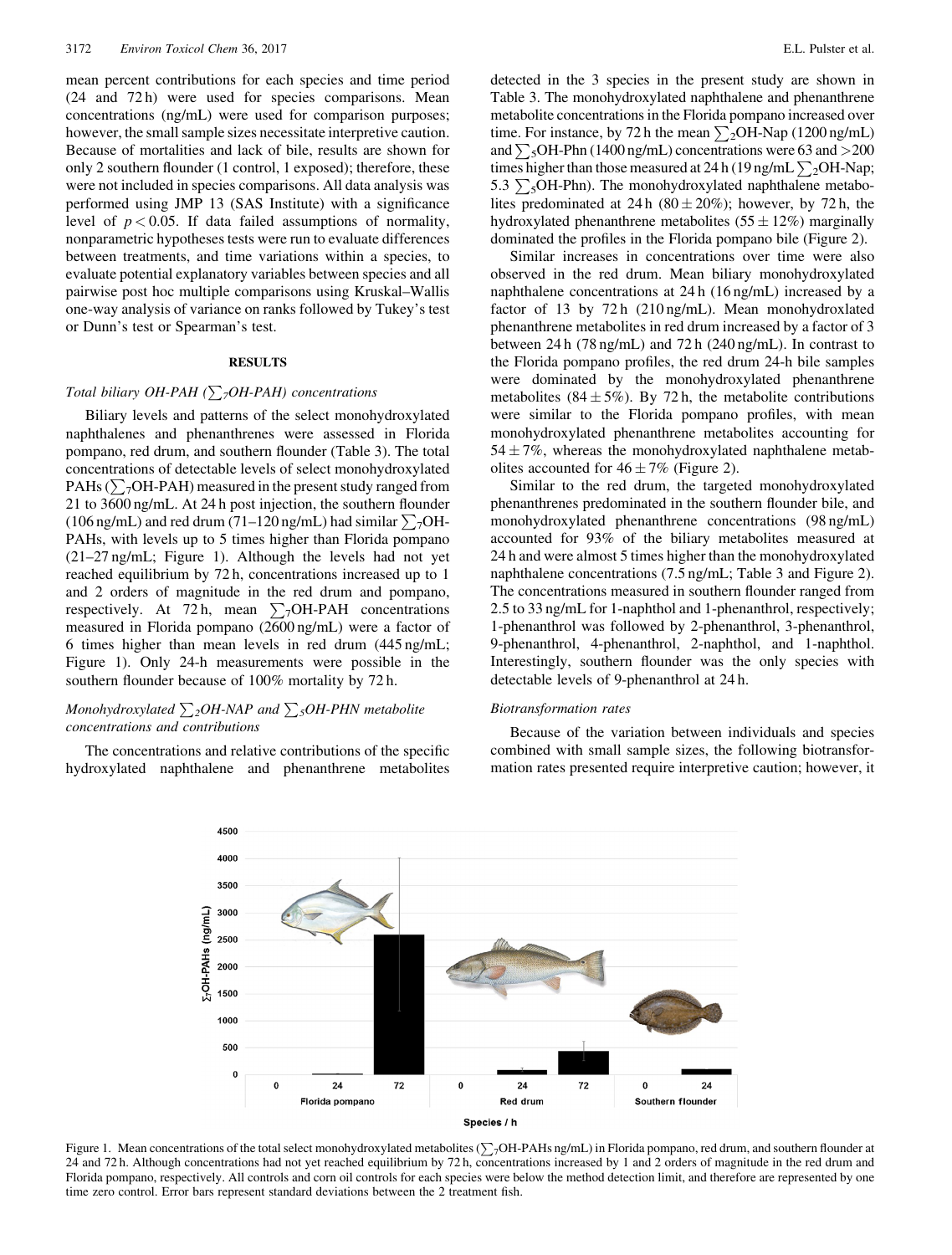mean percent contributions for each species and time period (24 and 72 h) were used for species comparisons. Mean concentrations (ng/mL) were used for comparison purposes; however, the small sample sizes necessitate interpretive caution. Because of mortalities and lack of bile, results are shown for only 2 southern flounder (1 control, 1 exposed); therefore, these were not included in species comparisons. All data analysis was performed using JMP 13 (SAS Institute) with a significance level of $p < 0.05$. If data failed assumptions of normality, nonparametric hypotheses tests were run to evaluate differences between treatments, and time variations within a species, to evaluate potential explanatory variables between species and all pairwise post hoc multiple comparisons using Kruskal–Wallis one-way analysis of variance on ranks followed by Tukey's test or Dunn's test or Spearman's test.

## RESULTS

### *Total biliary OH-PAH ($\sum_7$OH-PAH) concentrations*

Biliary levels and patterns of the select monohydroxylated naphthalenes and phenanthrenes were assessed in Florida pompano, red drum, and southern flounder (Table 3). The total concentrations of detectable levels of select monohydroxylated PAHs ($\sum_7$OH-PAH) measured in the present study ranged from 21 to 3600 ng/mL. At 24 h post injection, the southern flounder (106 ng/mL) and red drum (71–120 ng/mL) had similar $\sum_7$OH-PAHs, with levels up to 5 times higher than Florida pompano (21–27 ng/mL; Figure 1). Although the levels had not yet reached equilibrium by 72 h, concentrations increased up to 1 and 2 orders of magnitude in the red drum and pompano, respectively. At 72 h, mean $\sum_7$OH-PAH concentrations measured in Florida pompano (2600 ng/mL) were a factor of 6 times higher than mean levels in red drum (445 ng/mL; Figure 1). Only 24-h measurements were possible in the southern flounder because of 100% mortality by 72 h.

### *Monohydroxylated $\sum_2$OH-NAP and $\sum_5$OH-PHN metabolite concentrations and contributions*

The concentrations and relative contributions of the specific hydroxylated naphthalene and phenanthrene metabolites detected in the 3 species in the present study are shown in Table 3. The monohydroxylated naphthalene and phenanthrene metabolite concentrations in the Florida pompano increased over time. For instance, by 72 h the mean $\sum_2$OH-Nap (1200 ng/mL) and $\sum_5$OH-Phn (1400 ng/mL) concentrations were 63 and >200 times higher than those measured at 24 h (19 ng/mL $\sum_2$OH-Nap; 5.3 $\sum_5$OH-Phn). The monohydroxylated naphthalene metabolites predominated at 24 h (80 ± 20%); however, by 72 h, the hydroxylated phenanthrene metabolites (55 ± 12%) marginally dominated the profiles in the Florida pompano bile (Figure 2).

Similar increases in concentrations over time were also observed in the red drum. Mean biliary monohydroxylated naphthalene concentrations at 24 h (16 ng/mL) increased by a factor of 13 by 72 h (210 ng/mL). Mean monohydroxlated phenanthrene metabolites in red drum increased by a factor of 3 between 24 h (78 ng/mL) and 72 h (240 ng/mL). In contrast to the Florida pompano profiles, the red drum 24-h bile samples were dominated by the monohydroxylated phenanthrene metabolites (84 ± 5%). By 72 h, the metabolite contributions were similar to the Florida pompano profiles, with mean monohydroxylated phenanthrene metabolites accounting for 54 ± 7%, whereas the monohydroxylated naphthalene metabolites accounted for 46 ± 7% (Figure 2).

Similar to the red drum, the targeted monohydroxylated phenanthrenes predominated in the southern flounder bile, and monohydroxylated phenanthrene concentrations (98 ng/mL) accounted for 93% of the biliary metabolites measured at 24 h and were almost 5 times higher than the monohydroxylated naphthalene concentrations (7.5 ng/mL; Table 3 and Figure 2). The concentrations measured in southern flounder ranged from 2.5 to 33 ng/mL for 1-naphthol and 1-phenanthrol, respectively; 1-phenanthrol was followed by 2-phenanthrol, 3-phenanthrol, 9-phenanthrol, 4-phenanthrol, 2-naphthol, and 1-naphthol. Interestingly, southern flounder was the only species with detectable levels of 9-phenanthrol at 24 h.

### *Biotransformation rates*

Because of the variation between individuals and species combined with small sample sizes, the following biotransformation rates presented require interpretive caution; however, it

Figure 1. Mean concentrations of the total select monohydroxylated metabolites ($\sum_7$OH-PAHs ng/mL) in Florida pompano, red drum, and southern flounder at 24 and 72 h. Although concentrations had not yet reached equilibrium by 72 h, concentrations increased by 1 and 2 orders of magnitude in the red drum and Florida pompano, respectively. All controls and corn oil controls for each species were below the method detection limit, and therefore are represented by one time zero control. Error bars represent standard deviations between the 2 treatment fish.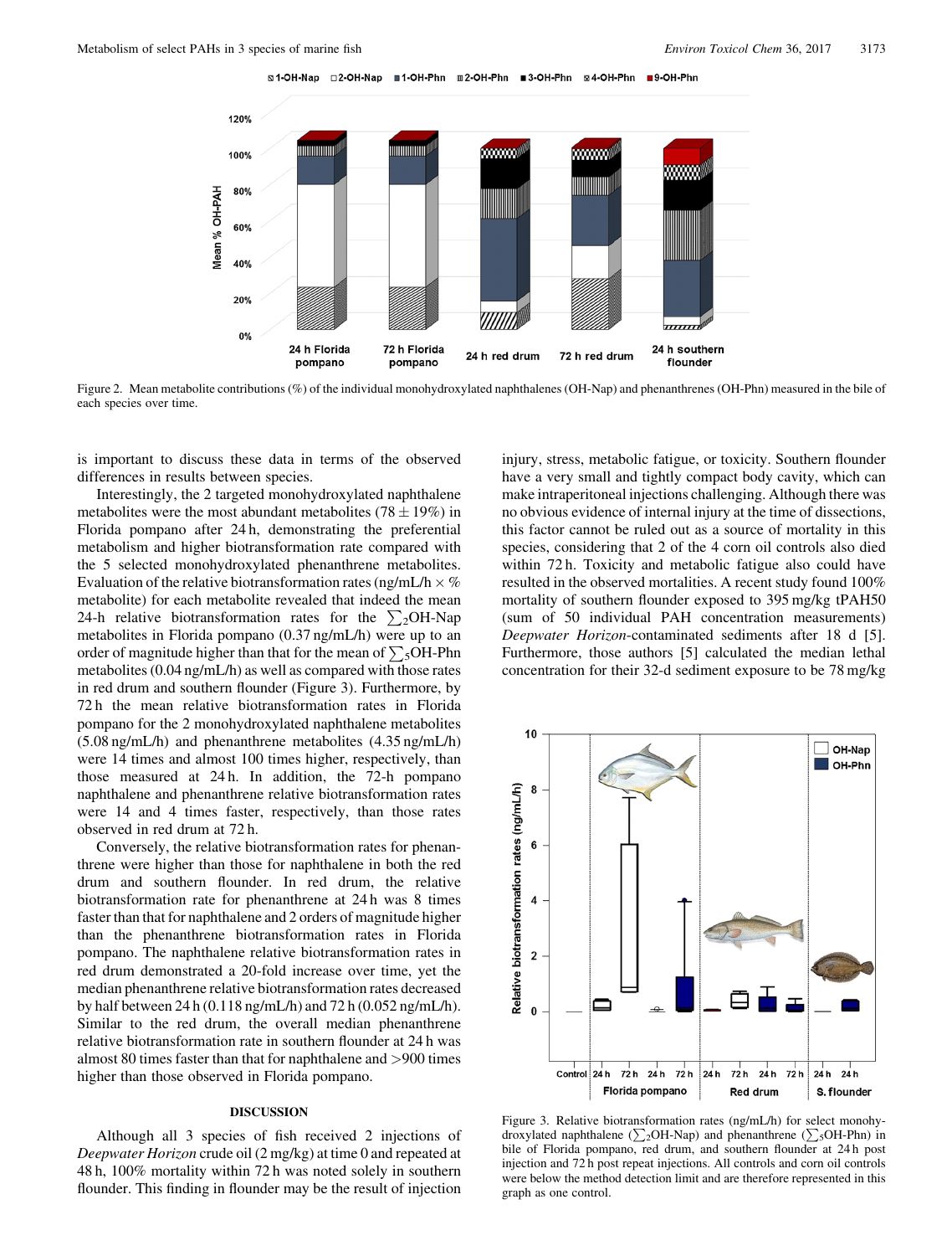Figure 2. Mean metabolite contributions (%) of the individual monohydroxylated naphthalenes (OH-Nap) and phenanthrenes (OH-Phn) measured in the bile of each species over time.

is important to discuss these data in terms of the observed differences in results between species.

Interestingly, the 2 targeted monohydroxylated naphthalene metabolites were the most abundant metabolites ($78 \pm 19\%$) in Florida pompano after 24 h, demonstrating the preferential metabolism and higher biotransformation rate compared with the 5 selected monohydroxylated phenanthrene metabolites. Evaluation of the relative biotransformation rates (ng/mL/h $\times$ % metabolite) for each metabolite revealed that indeed the mean 24-h relative biotransformation rates for the $\sum_2$OH-Nap metabolites in Florida pompano (0.37 ng/mL/h) were up to an order of magnitude higher than that for the mean of $\sum_5$OH-Phn metabolites (0.04 ng/mL/h) as well as compared with those rates in red drum and southern flounder (Figure 3). Furthermore, by 72 h the mean relative biotransformation rates in Florida pompano for the 2 monohydroxylated naphthalene metabolites (5.08 ng/mL/h) and phenanthrene metabolites (4.35 ng/mL/h) were 14 times and almost 100 times higher, respectively, than those measured at 24 h. In addition, the 72-h pompano naphthalene and phenanthrene relative biotransformation rates were 14 and 4 times faster, respectively, than those rates observed in red drum at 72 h.

Conversely, the relative biotransformation rates for phenanthrene were higher than those for naphthalene in both the red drum and southern flounder. In red drum, the relative biotransformation rate for phenanthrene at 24 h was 8 times faster than that for naphthalene and 2 orders of magnitude higher than the phenanthrene biotransformation rates in Florida pompano. The naphthalene relative biotransformation rates in red drum demonstrated a 20-fold increase over time, yet the median phenanthrene relative biotransformation rate decreased by half between 24 h (0.118 ng/mL/h) and 72 h (0.052 ng/mL/h). Similar to the red drum, the overall median phenanthrene relative biotransformation rate in southern flounder at 24 h was almost 80 times faster than that for naphthalene and >900 times higher than those observed in Florida pompano.

## DISCUSSION

Although all 3 species of fish received 2 injections of *Deepwater Horizon* crude oil (2 mg/kg) at time 0 and repeated at 48 h, 100% mortality within 72 h was noted solely in southern flounder. This finding in flounder may be the result of injection injury, stress, metabolic fatigue, or toxicity. Southern flounder have a very small and tightly compact body cavity, which can make intraperitoneal injections challenging. Although there was no obvious evidence of internal injury at the time of dissections, this factor cannot be ruled out as a source of mortality in this species, considering that 2 of the 4 corn oil controls also died within 72 h. Toxicity and metabolic fatigue also could have resulted in the observed mortalities. A recent study found 100% mortality of southern flounder exposed to 395 mg/kg tPAH50 (sum of 50 individual PAH concentration measurements) *Deepwater Horizon*-contaminated sediments after 18 d [5]. Furthermore, those authors [5] calculated the median lethal concentration for their 32-d sediment exposure to be 78 mg/kg

Figure 3. Relative biotransformation rates (ng/mL/h) for select monohydroxylated naphthalene ($\sum_2$OH-Nap) and phenanthrene ($\sum_5$OH-Phn) in bile of Florida pompano, red drum, and southern flounder at 24 h post injection and 72 h post repeat injections. All controls and corn oil controls were below the method detection limit and are therefore represented in this graph as one control.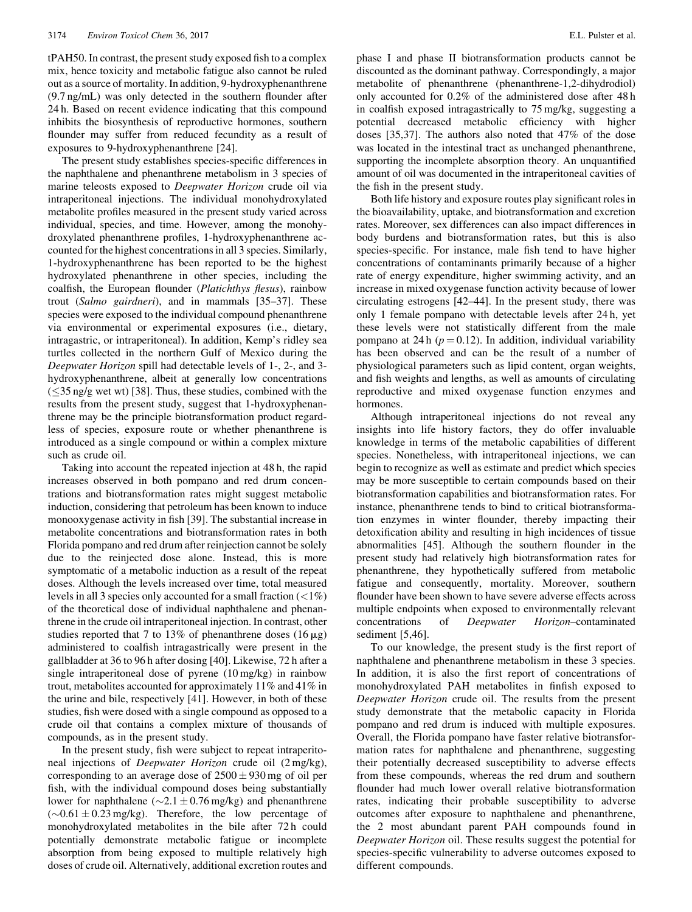tPAH50. In contrast, the present study exposed fish to a complex mix, hence toxicity and metabolic fatigue also cannot be ruled out as a source of mortality. In addition, 9-hydroxyphenanthrene (9.7 ng/mL) was only detected in the southern flounder after 24 h. Based on recent evidence indicating that this compound inhibits the biosynthesis of reproductive hormones, southern flounder may suffer from reduced fecundity as a result of exposures to 9-hydroxyphenanthrene [24].

The present study establishes species-specific differences in the naphthalene and phenanthrene metabolism in 3 species of marine teleosts exposed to *Deepwater Horizon* crude oil via intraperitoneal injections. The individual monohydroxylated metabolite profiles measured in the present study varied across individual, species, and time. However, among the monohydroxylated phenanthrene profiles, 1-hydroxyphenanthrene accounted for the highest concentrations in all 3 species. Similarly, 1-hydroxyphenanthrene has been reported to be the highest hydroxylated phenanthrene in other species, including the coalfish, the European flounder (*Platichthys flesus*), rainbow trout (*Salmo gairdneri*), and in mammals [35–37]. These species were exposed to the individual compound phenanthrene via environmental or experimental exposures (i.e., dietary, intragastric, or intraperitoneal). In addition, Kemp's ridley sea turtles collected in the northern Gulf of Mexico during the *Deepwater Horizon* spill had detectable levels of 1-, 2-, and 3-hydroxyphenanthrene, albeit at generally low concentrations ($\leq$35 ng/g wet wt) [38]. Thus, these studies, combined with the results from the present study, suggest that 1-hydroxyphenanthrene may be the principle biotransformation product regardless of species, exposure route or whether phenanthrene is introduced as a single compound or within a complex mixture such as crude oil.

Taking into account the repeated injection at 48 h, the rapid increases observed in both pompano and red drum concentrations and biotransformation rates might suggest metabolic induction, considering that petroleum has been known to induce monooxygenase activity in fish [39]. The substantial increase in metabolite concentrations and biotransformation rates in both Florida pompano and red drum after reinjection cannot be solely due to the reinjected dose alone. Instead, this is more symptomatic of a metabolic induction as a result of the repeat doses. Although the levels increased over time, total measured levels in all 3 species only accounted for a small fraction (<1%) of the theoretical dose of individual naphthalene and phenanthrene in the crude oil intraperitoneal injection. In contrast, other studies reported that 7 to 13% of phenanthrene doses (16 μg) administered to coalfish intragastrically were present in the gallbladder at 36 to 96 h after dosing [40]. Likewise, 72 h after a single intraperitoneal dose of pyrene (10 mg/kg) in rainbow trout, metabolites accounted for approximately 11% and 41% in the urine and bile, respectively [41]. However, in both of these studies, fish were dosed with a single compound as opposed to a crude oil that contains a complex mixture of thousands of compounds, as in the present study.

In the present study, fish were subject to repeat intraperitoneal injections of *Deepwater Horizon* crude oil (2 mg/kg), corresponding to an average dose of $2500 \pm 930$ mg of oil per fish, with the individual compound doses being substantially lower for naphthalene ($\sim 2.1 \pm 0.76$ mg/kg) and phenanthrene ($\sim 0.61 \pm 0.23$ mg/kg). Therefore, the low percentage of monohydroxylated metabolites in the bile after 72 h could potentially demonstrate metabolic fatigue or incomplete absorption from being exposed to multiple relatively high doses of crude oil. Alternatively, additional excretion routes and phase I and phase II biotransformation products cannot be discounted as the dominant pathway. Correspondingly, a major metabolite of phenanthrene (phenanthrene-1,2-dihydrodiol) only accounted for 0.2% of the administered dose after 48 h in coalfish exposed intragastrically to 75 mg/kg, suggesting a potential decreased metabolic efficiency with higher doses [35,37]. The authors also noted that 47% of the dose was located in the intestinal tract as unchanged phenanthrene, supporting the incomplete absorption theory. An unquantified amount of oil was documented in the intraperitoneal cavities of the fish in the present study.

Both life history and exposure routes play significant roles in the bioavailability, uptake, and biotransformation and excretion rates. Moreover, sex differences can also impact differences in body burdens and biotransformation rates, but this is also species-specific. For instance, male fish tend to have higher concentrations of contaminants primarily because of a higher rate of energy expenditure, higher swimming activity, and an increase in mixed oxygenase function activity because of lower circulating estrogens [42–44]. In the present study, there was only 1 female pompano with detectable levels after 24 h, yet these levels were not statistically different from the male pompano at 24 h ($p = 0.12$). In addition, individual variability has been observed and can be the result of a number of physiological parameters such as lipid content, organ weights, and fish weights and lengths, as well as amounts of circulating reproductive and mixed oxygenase function enzymes and hormones.

Although intraperitoneal injections do not reveal any insights into life history factors, they do offer invaluable knowledge in terms of the metabolic capabilities of different species. Nonetheless, with intraperitoneal injections, we can begin to recognize as well as estimate and predict which species may be more susceptible to certain compounds based on their biotransformation capabilities and biotransformation rates. For instance, phenanthrene tends to bind to critical biotransformation enzymes in winter flounder, thereby impacting their detoxification ability and resulting in high incidences of tissue abnormalities [45]. Although the southern flounder in the present study had relatively high biotransformation rates for phenanthrene, they hypothetically suffered from metabolic fatigue and consequently, mortality. Moreover, southern flounder have been shown to have severe adverse effects across multiple endpoints when exposed to environmentally relevant concentrations of *Deepwater Horizon*–contaminated sediment [5,46].

To our knowledge, the present study is the first report of naphthalene and phenanthrene metabolism in these 3 species. In addition, it is also the first report of concentrations of monohydroxylated PAH metabolites in finfish exposed to *Deepwater Horizon* crude oil. The results from the present study demonstrate that the metabolic capacity in Florida pompano and red drum is induced with multiple exposures. Overall, the Florida pompano have faster relative biotransformation rates for naphthalene and phenanthrene, suggesting their potentially decreased susceptibility to adverse effects from these compounds, whereas the red drum and southern flounder had much lower overall relative biotransformation rates, indicating their probable susceptibility to adverse outcomes after exposure to naphthalene and phenanthrene, the 2 most abundant parent PAH compounds found in *Deepwater Horizon* oil. These results suggest the potential for species-specific vulnerability to adverse outcomes exposed to different compounds.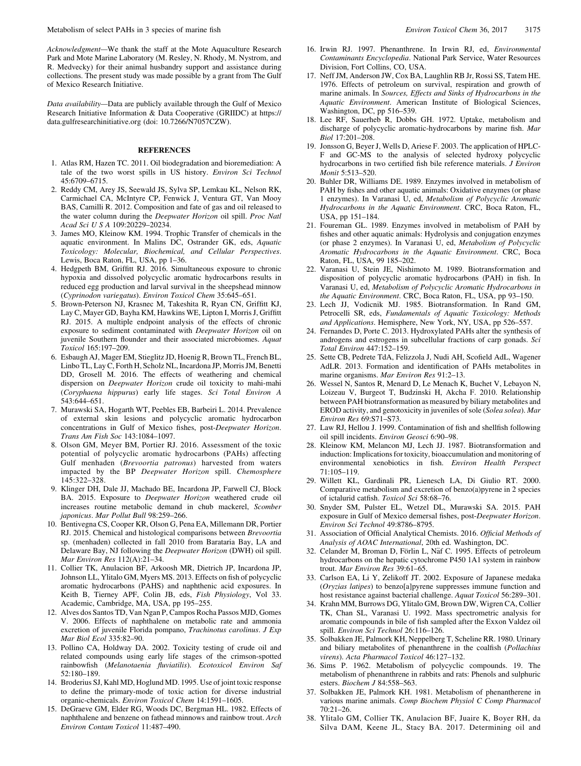*Acknowledgment*—We thank the staff at the Mote Aquaculture Research Park and Mote Marine Laboratory (M. Resley, N. Rhody, M. Nystrom, and R. Medvecky) for their animal husbandry support and assistance during collections. The present study was made possible by a grant from The Gulf of Mexico Research Initiative.

*Data availability*—Data are publicly available through the Gulf of Mexico Research Initiative Information & Data Cooperative (GRIIDC) at https://data.gulfresearchinitiative.org (doi: 10.7266/N7057CZW).

## REFERENCES

1. Atlas RM, Hazen TC. 2011. Oil biodegradation and bioremediation: A tale of the two worst spills in US history. *Environ Sci Technol* 45:6709–6715.
2. Reddy CM, Arey JS, Seewald JS, Sylva SP, Lemkau KL, Nelson RK, Carmichael CA, McIntyre CP, Fenwick J, Ventura GT, Van Mooy BAS, Camilli R. 2012. Composition and fate of gas and oil released to the water column during the *Deepwater Horizon* oil spill. *Proc Natl Acad Sci U S A* 109:20229–20234.
3. James MO, Kleinow KM. 1994. Trophic Transfer of chemicals in the aquatic environment. In Malins DC, Ostrander GK, eds, *Aquatic Toxicology: Molecular, Biochemical, and Cellular Perspectives*. Lewis, Boca Raton, FL, USA, pp 1–36.
4. Hedgpeth BM, Griffitt RJ. 2016. Simultaneous exposure to chronic hypoxia and dissolved polycyclic aromatic hydrocarbons results in reduced egg production and larval survival in the sheepshead minnow (*Cyprinodon variegatus*). *Environ Toxicol Chem* 35:645–651.
5. Brown-Peterson NJ, Krasnec M, Takeshita R, Ryan CN, Griffitt KJ, Lay C, Mayer GD, Bayha KM, Hawkins WE, Lipton I, Morris J, Griffitt RJ. 2015. A multiple endpoint analysis of the effects of chronic exposure to sediment contaminated with *Deepwater Horizon* oil on juvenile Southern flounder and their associated microbiomes. *Aquat Toxicol* 165:197–209.
6. Esbaugh AJ, Mager EM, Stieglitz JD, Hoenig R, Brown TL, French BL, Linbo TL, Lay C, Forth H, Scholz NL, Incardona JP, Morris JM, Benetti DD, Grosell M. 2016. The effects of weathering and chemical dispersion on *Deepwater Horizon* crude oil toxicity to mahi-mahi (*Coryphaena hippurus*) early life stages. *Sci Total Environ A* 543:644–651.
7. Murawski SA, Hogarth WT, Peebles EB, Barbeiri L. 2014. Prevalence of external skin lesions and polycyclic aromatic hydrocarbon concentrations in Gulf of Mexico fishes, post-*Deepwater Horizon*. *Trans Am Fish Soc* 143:1084–1097.
8. Olson GM, Meyer BM, Portier RJ. 2016. Assessment of the toxic potential of polycyclic aromatic hydrocarbons (PAHs) affecting Gulf menhaden (*Brevoortia patronus*) harvested from waters impacted by the BP *Deepwater Horizon* spill. *Chemosphere* 145:322–328.
9. Klinger DH, Dale JJ, Machado BE, Incardona JP, Farwell CJ, Block BA. 2015. Exposure to *Deepwater Horizon* weathered crude oil increases routine metabolic demand in chub mackerel, *Scomber japonicus*. *Mar Pollut Bull* 98:259–266.
10. Bentivegna CS, Cooper KR, Olson G, Pena EA, Millemann DR, Portier RJ. 2015. Chemical and histological comparisons between *Brevoortia* sp. (menhaden) collected in fall 2010 from Barataria Bay, LA and Delaware Bay, NJ following the *Deepwater Horizon* (DWH) oil spill. *Mar Environ Res* 112(A):21–34.
11. Collier TK, Anulacion BF, Arkoosh MR, Dietrich JP, Incardona JP, Johnson LL, Ylitalo GM, Myers MS. 2013. Effects on fish of polycyclic aromatic hydrocarbons (PAHS) and naphthenic acid exposures. In Keith B, Tierney APF, Colin JB, eds, *Fish Physiology*, Vol 33. Academic, Cambridge, MA, USA, pp 195–255.
12. Alves dos Santos TD, Van Ngan P, Campos Rocha Passos MJD, Gomes V. 2006. Effects of naphthalene on metabolic rate and ammonia excretion of juvenile Florida pompano, *Trachinotus carolinus*. *J Exp Mar Biol Ecol* 335:82–90.
13. Pollino CA, Holdway DA. 2002. Toxicity testing of crude oil and related compounds using early life stages of the crimson-spotted rainbowfish (*Melanotaenia fluviatilis*). *Ecotoxicol Environ Saf* 52:180–189.
14. Broderius SJ, Kahl MD, Hoglund MD. 1995. Use of joint toxic response to define the primary-mode of toxic action for diverse industrial organic-chemicals. *Environ Toxicol Chem* 14:1591–1605.
15. DeGraeve GM, Elder RG, Woods DC, Bergman HL. 1982. Effects of naphthalene and benzene on fathead minnows and rainbow trout. *Arch Environ Contam Toxicol* 11:487–490.
16. Irwin RJ. 1997. Phenanthrene. In Irwin RJ, ed, *Environmental Contaminants Encyclopedia*. National Park Service, Water Resources Division, Fort Collins, CO, USA.
17. Neff JM, Anderson JW, Cox BA, Laughlin RB Jr, Rossi SS, Tatem HE. 1976. Effects of petroleum on survival, respiration and growth of marine animals. In *Sources, Effects and Sinks of Hydrocarbons in the Aquatic Environment*. American Institute of Biological Sciences, Washington, DC, pp 516–539.
18. Lee RF, Sauerheb R, Dobbs GH. 1972. Uptake, metabolism and discharge of polycyclic aromatic-hydrocarbons by marine fish. *Mar Biol* 17:201–208.
19. Jonsson G, Beyer J, Wells D, Ariese F. 2003. The application of HPLC-F and GC-MS to the analysis of selected hydroxy polycyclic hydrocarbons in two certified fish bile reference materials. *J Environ Monit* 5:513–520.
20. Buhler DR, Williams DE. 1989. Enzymes involved in metabolism of PAH by fishes and other aquatic animals: Oxidative enzymes (or phase 1 enzymes). In Varanasi U, ed, *Metabolism of Polycyclic Aromatic Hydrocarbons in the Aquatic Environment*. CRC, Boca Raton, FL, USA, pp 151–184.
21. Foureman GL. 1989. Enzymes involved in metabolism of PAH by fishes and other aquatic animals: Hydrolysis and conjugation enzymes (or phase 2 enzymes). In Varanasi U, ed, *Metabolism of Polycyclic Aromatic Hydrocarbons in the Aquatic Environment*. CRC, Boca Raton, FL, USA, 99 185–202.
22. Varanasi U, Stein JE, Nishimoto M. 1989. Biotransformation and disposition of polycyclic aromatic hydrocarbons (PAH) in fish. In Varanasi U, ed, *Metabolism of Polycyclic Aromatic Hydrocarbons in the Aquatic Environment*. CRC, Boca Raton, FL, USA, pp 93–150.
23. Lech JJ, Vodicnik MJ. 1985. Biotransformation. In Rand GM, Petrocelli SR, eds, *Fundamentals of Aquatic Toxicology: Methods and Applications*. Hemisphere, New York, NY, USA, pp 526–557.
24. Fernandes D, Porte C. 2013. Hydroxylated PAHs alter the synthesis of androgens and estrogens in subcellular fractions of carp gonads. *Sci Total Environ* 447:152–159.
25. Sette CB, Pedrete TdA, Felizzola J, Nudi AH, Scofield AdL, Wagener AdLR. 2013. Formation and identification of PAHs metabolites in marine organisms. *Mar Environ Res* 91:2–13.
26. Wessel N, Santos R, Menard D, Le Menach K, Buchet V, Lebayon N, Loizeau V, Burgeot T, Budzinski H, Akcha F. 2010. Relationship between PAH biotransformation as measured by biliary metabolites and EROD activity, and genotoxicity in juveniles of sole (*Solea solea*). *Mar Environ Res* 69:S71–S73.
27. Law RJ, Hellou J. 1999. Contamination of fish and shellfish following oil spill incidents. *Environ Geosci* 6:90–98.
28. Kleinow KM, Melancon MJ, Lech JJ. 1987. Biotransformation and induction: Implications for toxicity, bioaccumulation and monitoring of environmental xenobiotics in fish. *Environ Health Perspect* 71:105–119.
29. Willett KL, Gardinali PR, Lienesch LA, Di Giulio RT. 2000. Comparative metabolism and excretion of benzo(a)pyrene in 2 species of ictalurid catfish. *Toxicol Sci* 58:68–76.
30. Snyder SM, Pulster EL, Wetzel DL, Murawski SA. 2015. PAH exposure in Gulf of Mexico demersal fishes, post-*Deepwater Horizon*. *Environ Sci Technol* 49:8786–8795.
31. Association of Official Analytical Chemists. 2016. *Official Methods of Analysis of AOAC International*, 20th ed. Washington, DC.
32. Celander M, Broman D, Förlin L, Näf C. 1995. Effects of petroleum hydrocarbons on the hepatic cytochrome P450 1A1 system in rainbow trout. *Mar Environ Res* 39:61–65.
33. Carlson EA, Li Y, Zelikoff JT. 2002. Exposure of Japanese medaka (*Oryzias latipes*) to benzo[a]pyrene suppresses immune function and host resistance against bacterial challenge. *Aquat Toxicol* 56:289–301.
34. Krahn MM, Burrows DG, Ylitalo GM, Brown DW, Wigren CA, Collier TK, Chan SL, Varanasi U. 1992. Mass spectrometric analysis for aromatic compounds in bile of fish sampled after the Exxon Valdez oil spill. *Environ Sci Technol* 26:116–126.
35. Solbakken JE, Palmork KH, Neppelberg T, Scheline RR. 1980. Urinary and biliary metabolites of phenanthrene in the coalfish (*Pollachius virens*). *Acta Pharmacol Toxicol* 46:127–132.
36. Sims P. 1962. Metabolism of polycyclic compounds. 19. The metabolism of phenanthrene in rabbits and rats: Phenols and sulphuric esters. *Biochem J* 84:558–563.
37. Solbakken JE, Palmork KH. 1981. Metabolism of phenantherene in various marine animals. *Comp Biochem Physiol C Comp Pharmacol* 70:21–26.
38. Ylitalo GM, Collier TK, Anulacion BF, Juaire K, Boyer RH, da Silva DAM, Keene JL, Stacy BA. 2017. Determining oil and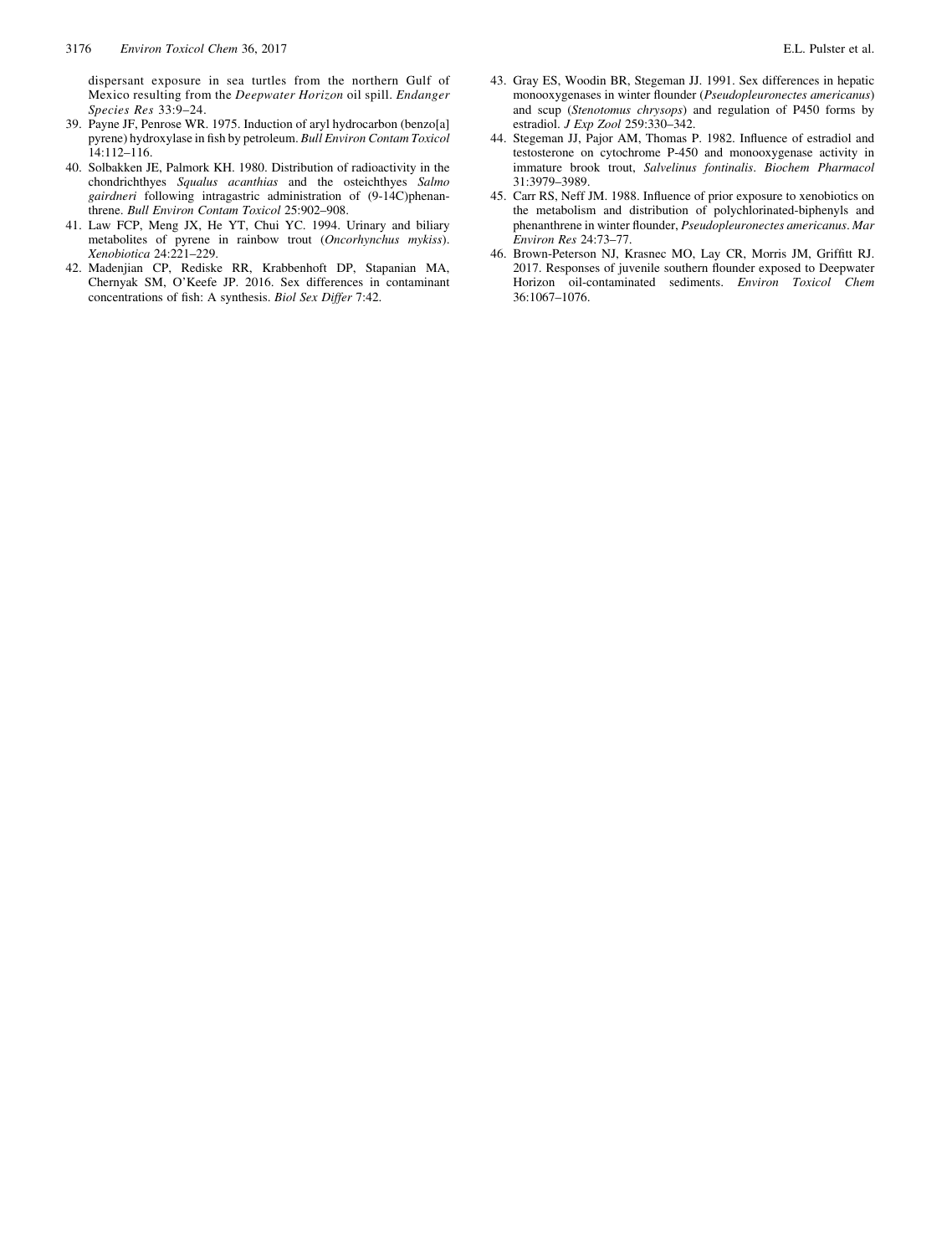dispersant exposure in sea turtles from the northern Gulf of Mexico resulting from the *Deepwater Horizon* oil spill. *Endanger Species Res* 33:9–24.

39. Payne JF, Penrose WR. 1975. Induction of aryl hydrocarbon (benzo[a] pyrene) hydroxylase in fish by petroleum. *Bull Environ Contam Toxicol* 14:112–116.
40. Solbakken JE, Palmork KH. 1980. Distribution of radioactivity in the chondrichthyes *Squalus acanthias* and the osteichthyes *Salmo gairdneri* following intragastric administration of (9-14C)phenanthrene. *Bull Environ Contam Toxicol* 25:902–908.
41. Law FCP, Meng JX, He YT, Chui YC. 1994. Urinary and biliary metabolites of pyrene in rainbow trout (*Oncorhynchus mykiss*). *Xenobiotica* 24:221–229.
42. Madenjian CP, Rediske RR, Krabbenhoft DP, Stapanian MA, Chernyak SM, O'Keefe JP. 2016. Sex differences in contaminant concentrations of fish: A synthesis. *Biol Sex Differ* 7:42.
43. Gray ES, Woodin BR, Stegeman JJ. 1991. Sex differences in hepatic monooxygenases in winter flounder (*Pseudopleuronectes americanus*) and scup (*Stenotomus chrysops*) and regulation of P450 forms by estradiol. *J Exp Zool* 259:330–342.
44. Stegeman JJ, Pajor AM, Thomas P. 1982. Influence of estradiol and testosterone on cytochrome P-450 and monooxygenase activity in immature brook trout, *Salvelinus fontinalis*. *Biochem Pharmacol* 31:3979–3989.
45. Carr RS, Neff JM. 1988. Influence of prior exposure to xenobiotics on the metabolism and distribution of polychlorinated-biphenyls and phenanthrene in winter flounder, *Pseudopleuronectes americanus*. *Mar Environ Res* 24:73–77.
46. Brown-Peterson NJ, Krasnec MO, Lay CR, Morris JM, Griffitt RJ. 2017. Responses of juvenile southern flounder exposed to Deepwater Horizon oil-contaminated sediments. *Environ Toxicol Chem* 36:1067–1076.